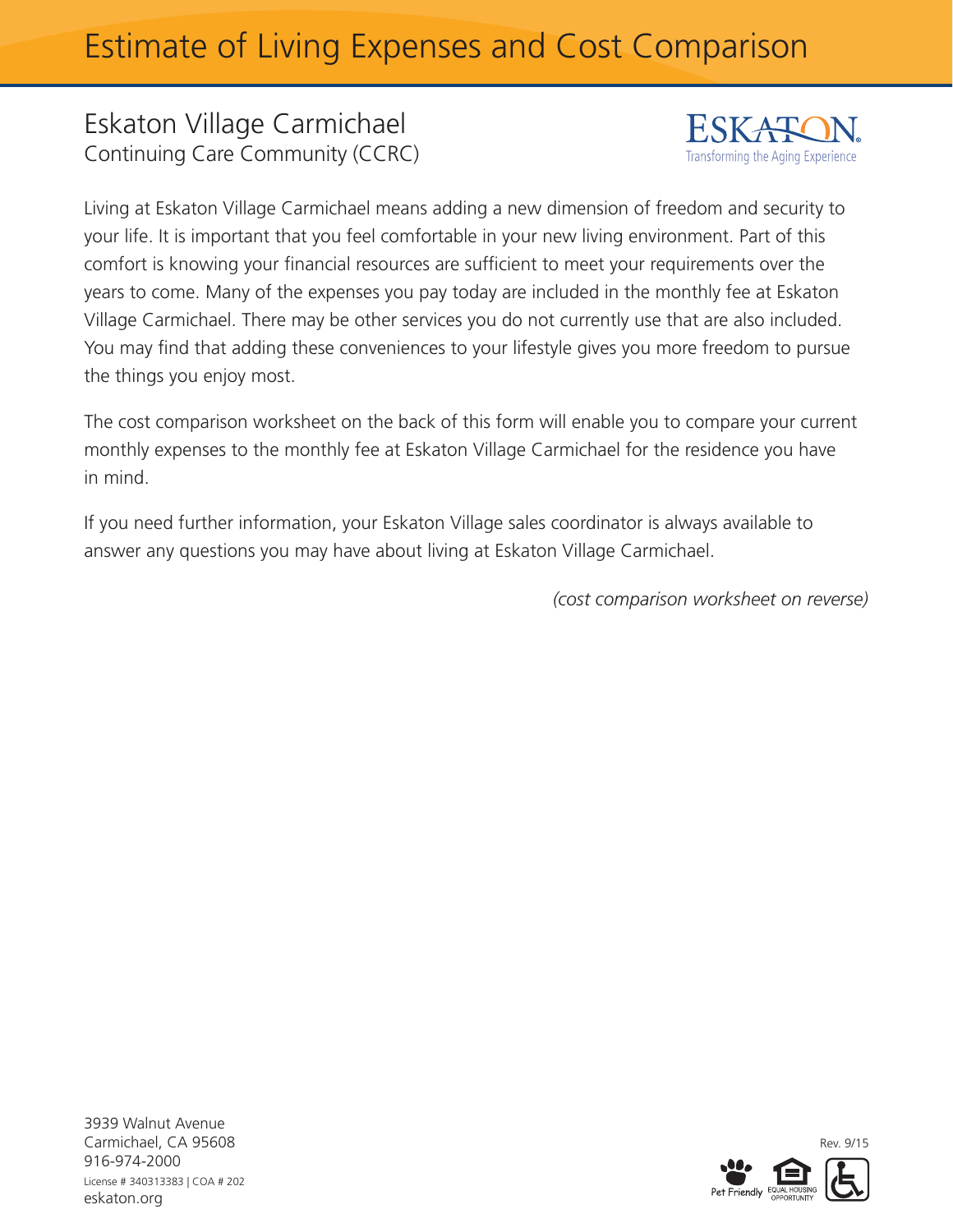# Estimate of Living Expenses and Cost Comparison

## Eskaton Village Carmichael
### Continuing Care Community (CCRC)

ESKATON
Transforming the Aging Experience

Living at Eskaton Village Carmichael means adding a new dimension of freedom and security to your life. It is important that you feel comfortable in your new living environment. Part of this comfort is knowing your financial resources are sufficient to meet your requirements over the years to come. Many of the expenses you pay today are included in the monthly fee at Eskaton Village Carmichael. There may be other services you do not currently use that are also included. You may find that adding these conveniences to your lifestyle gives you more freedom to pursue the things you enjoy most.

The cost comparison worksheet on the back of this form will enable you to compare your current monthly expenses to the monthly fee at Eskaton Village Carmichael for the residence you have in mind.

If you need further information, your Eskaton Village sales coordinator is always available to answer any questions you may have about living at Eskaton Village Carmichael.

*(cost comparison worksheet on reverse)*

3939 Walnut Avenue
Carmichael, CA 95608
916-974-2000
License # 340313383 | COA # 202
eskaton.org

Rev. 9/15

Pet Friendly | EQUAL HOUSING OPPORTUNITY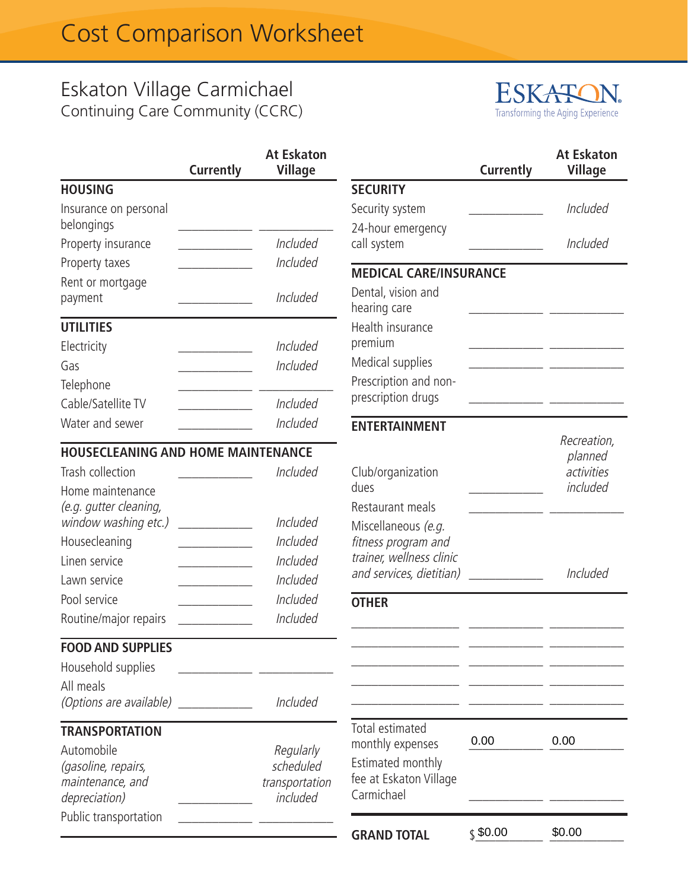# Cost Comparison Worksheet

## Eskaton Village Carmichael

Continuing Care Community (CCRC)

ESKATON
Transforming the Aging Experience

| | Currently | At Eskaton Village |
|---|---|---|
| **HOUSING** | | |
| Insurance on personal belongings | | |
| Property insurance | | *Included* |
| Property taxes | | *Included* |
| Rent or mortgage payment | | *Included* |
| **UTILITIES** | | |
| Electricity | | *Included* |
| Gas | | *Included* |
| Telephone | | |
| Cable/Satellite TV | | *Included* |
| Water and sewer | | *Included* |
| **HOUSECLEANING AND HOME MAINTENANCE** | | |
| Trash collection | | *Included* |
| Home maintenance *(e.g. gutter cleaning, window washing etc.)* | | *Included* |
| Housecleaning | | *Included* |
| Linen service | | *Included* |
| Lawn service | | *Included* |
| Pool service | | *Included* |
| Routine/major repairs | | *Included* |
| **FOOD AND SUPPLIES** | | |
| Household supplies | | |
| All meals *(Options are available)* | | *Included* |
| **TRANSPORTATION** | | |
| Automobile *(gasoline, repairs, maintenance, and depreciation)* | | *Regularly scheduled transportation included* |
| Public transportation | | |

| | Currently | At Eskaton Village |
|---|---|---|
| **SECURITY** | | |
| Security system | | *Included* |
| 24-hour emergency call system | | *Included* |
| **MEDICAL CARE/INSURANCE** | | |
| Dental, vision and hearing care | | |
| Health insurance premium | | |
| Medical supplies | | |
| Prescription and non-prescription drugs | | |
| **ENTERTAINMENT** | | |
| Club/organization dues | | *Recreation, planned activities included* |
| Restaurant meals | | |
| Miscellaneous *(e.g. fitness program and trainer, wellness clinic and services, dietitian)* | | *Included* |
| **OTHER** | | |
| | | |
| | | |
| | | |
| | | |
| | | |
| Total estimated monthly expenses | 0.00 | 0.00 |
| Estimated monthly fee at Eskaton Village Carmichael | | |
| **GRAND TOTAL** | $ $0.00 | $0.00 |